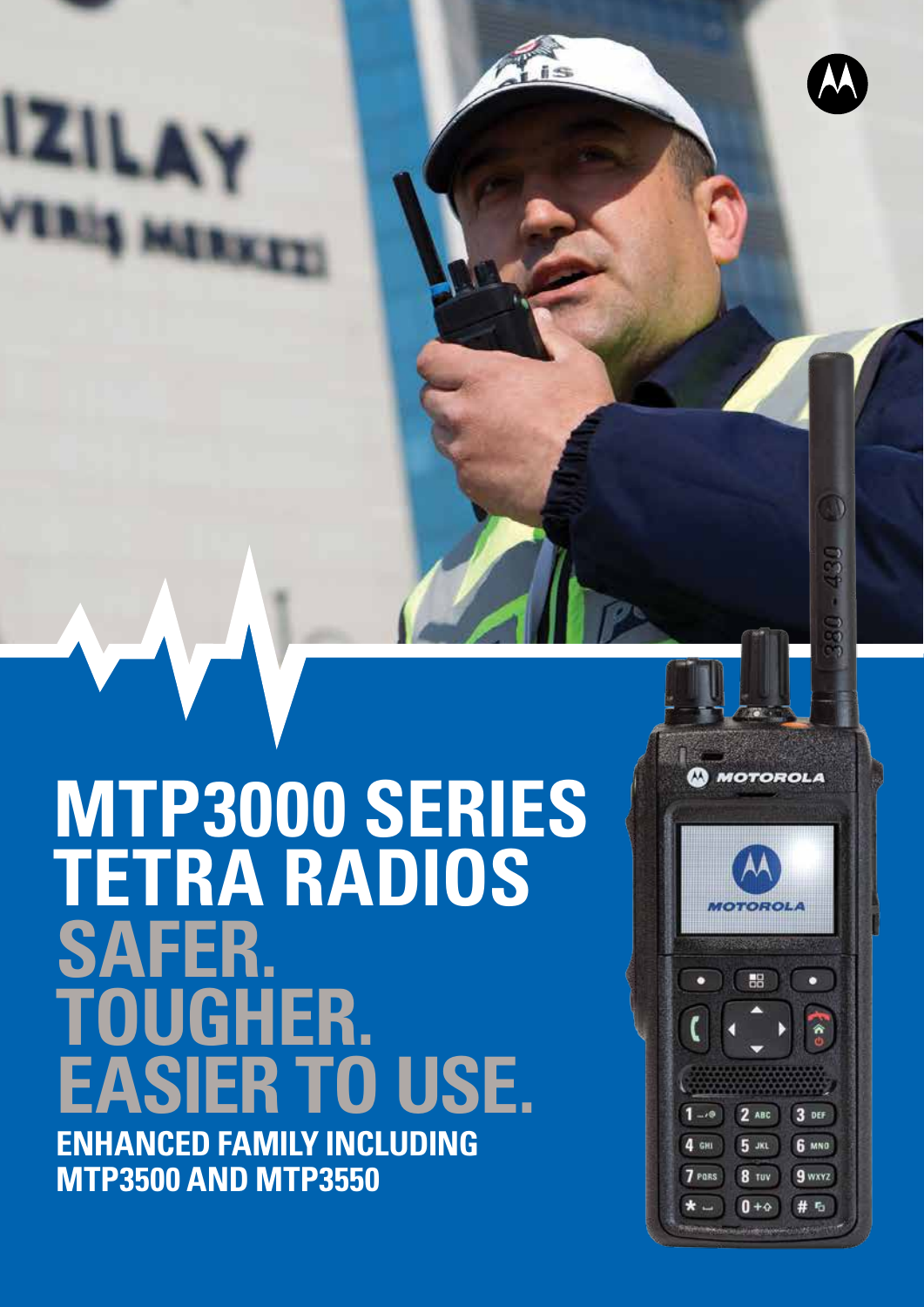# MTP3000 SERIES TETRA RADIOS

## SAFER. TOUGHER. EASIER TO USE.

**ENHANCED FAMILY INCLUDING MTP3500 AND MTP3550**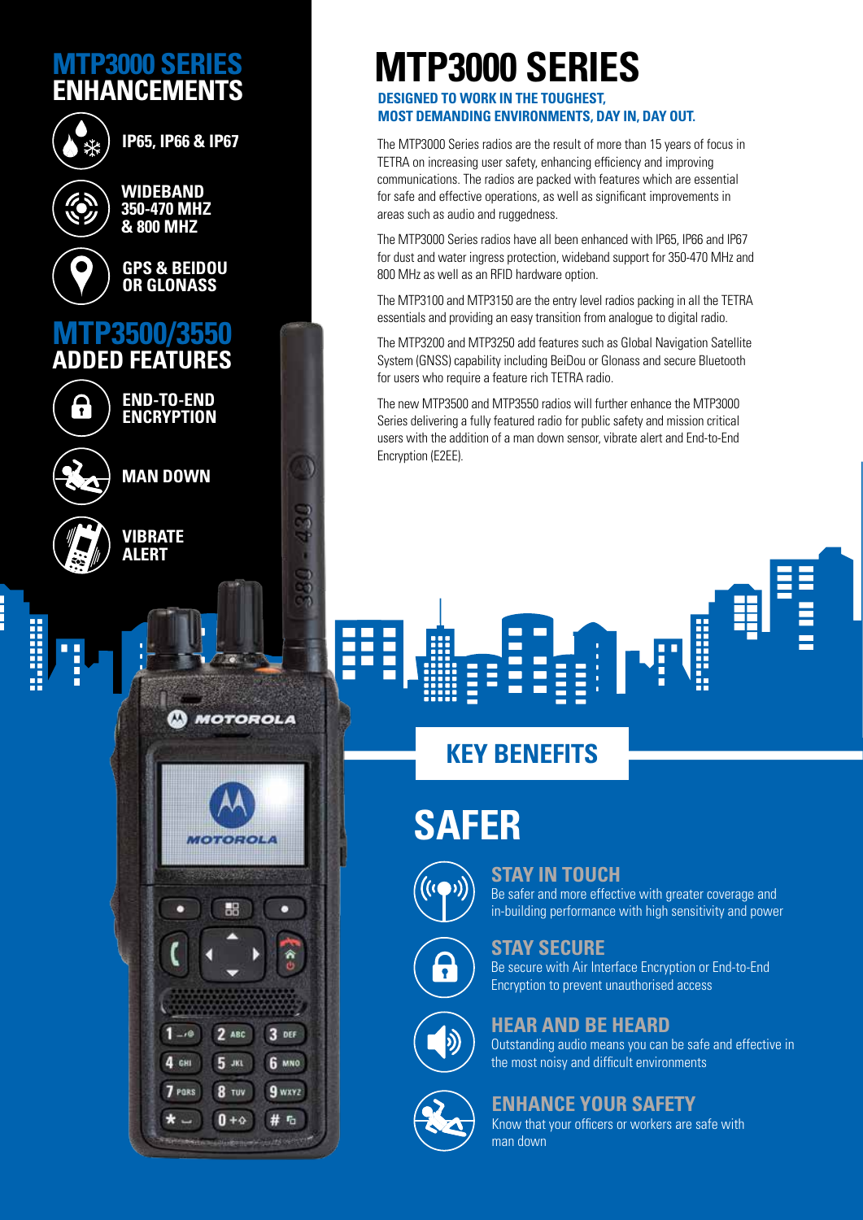## MTP3000 SERIES ENHANCEMENTS

- IP65, IP66 & IP67
- WIDEBAND 350-470 MHZ & 800 MHZ
- GPS & BEIDOU OR GLONASS

## MTP3500/3550 ADDED FEATURES

- END-TO-END ENCRYPTION
- MAN DOWN
- VIBRATE ALERT

# MTP3000 SERIES

**DESIGNED TO WORK IN THE TOUGHEST, MOST DEMANDING ENVIRONMENTS, DAY IN, DAY OUT.**

The MTP3000 Series radios are the result of more than 15 years of focus in TETRA on increasing user safety, enhancing efficiency and improving communications. The radios are packed with features which are essential for safe and effective operations, as well as significant improvements in areas such as audio and ruggedness.

The MTP3000 Series radios have all been enhanced with IP65, IP66 and IP67 for dust and water ingress protection, wideband support for 350-470 MHz and 800 MHz as well as an RFID hardware option.

The MTP3100 and MTP3150 are the entry level radios packing in all the TETRA essentials and providing an easy transition from analogue to digital radio.

The MTP3200 and MTP3250 add features such as Global Navigation Satellite System (GNSS) capability including BeiDou or Glonass and secure Bluetooth for users who require a feature rich TETRA radio.

The new MTP3500 and MTP3550 radios will further enhance the MTP3000 Series delivering a fully featured radio for public safety and mission critical users with the addition of a man down sensor, vibrate alert and End-to-End Encryption (E2EE).

## KEY BENEFITS

## SAFER

### STAY IN TOUCH
Be safer and more effective with greater coverage and in-building performance with high sensitivity and power

### STAY SECURE
Be secure with Air Interface Encryption or End-to-End Encryption to prevent unauthorised access

### HEAR AND BE HEARD
Outstanding audio means you can be safe and effective in the most noisy and difficult environments

### ENHANCE YOUR SAFETY
Know that your officers or workers are safe with man down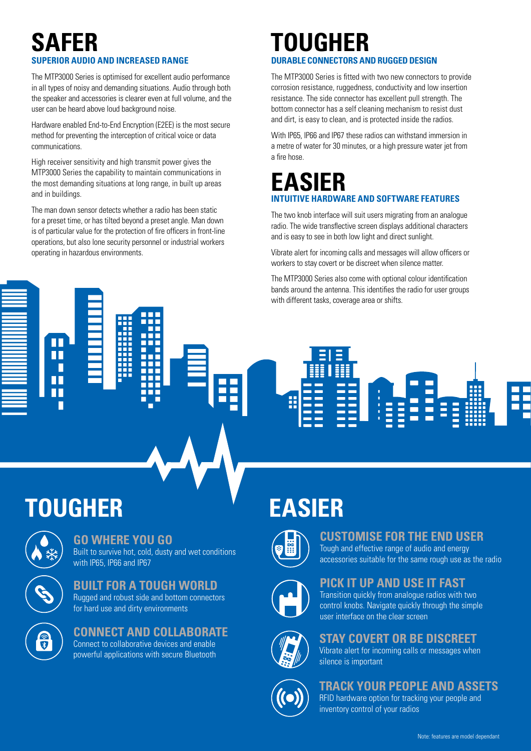# SAFER

### SUPERIOR AUDIO AND INCREASED RANGE

The MTP3000 Series is optimised for excellent audio performance in all types of noisy and demanding situations. Audio through both the speaker and accessories is clearer even at full volume, and the user can be heard above loud background noise.

Hardware enabled End-to-End Encryption (E2EE) is the most secure method for preventing the interception of critical voice or data communications.

High receiver sensitivity and high transmit power gives the MTP3000 Series the capability to maintain communications in the most demanding situations at long range, in built up areas and in buildings.

The man down sensor detects whether a radio has been static for a preset time, or has tilted beyond a preset angle. Man down is of particular value for the protection of fire officers in front-line operations, but also lone security personnel or industrial workers operating in hazardous environments.

# TOUGHER

### DURABLE CONNECTORS AND RUGGED DESIGN

The MTP3000 Series is fitted with two new connectors to provide corrosion resistance, ruggedness, conductivity and low insertion resistance. The side connector has excellent pull strength. The bottom connector has a self cleaning mechanism to resist dust and dirt, is easy to clean, and is protected inside the radios.

With IP65, IP66 and IP67 these radios can withstand immersion in a metre of water for 30 minutes, or a high pressure water jet from a fire hose.

# EASIER

### INTUITIVE HARDWARE AND SOFTWARE FEATURES

The two knob interface will suit users migrating from an analogue radio. The wide transflective screen displays additional characters and is easy to see in both low light and direct sunlight.

Vibrate alert for incoming calls and messages will allow officers or workers to stay covert or be discreet when silence matter.

The MTP3000 Series also come with optional colour identification bands around the antenna. This identifies the radio for user groups with different tasks, coverage area or shifts.

# TOUGHER

### GO WHERE YOU GO

Built to survive hot, cold, dusty and wet conditions with IP65, IP66 and IP67

### BUILT FOR A TOUGH WORLD

Rugged and robust side and bottom connectors for hard use and dirty environments

### CONNECT AND COLLABORATE

Connect to collaborative devices and enable powerful applications with secure Bluetooth

# EASIER

### CUSTOMISE FOR THE END USER

Tough and effective range of audio and energy accessories suitable for the same rough use as the radio

### PICK IT UP AND USE IT FAST

Transition quickly from analogue radios with two control knobs. Navigate quickly through the simple user interface on the clear screen

### STAY COVERT OR BE DISCREET

Vibrate alert for incoming calls or messages when silence is important

### TRACK YOUR PEOPLE AND ASSETS

RFID hardware option for tracking your people and inventory control of your radios

Note: features are model dependant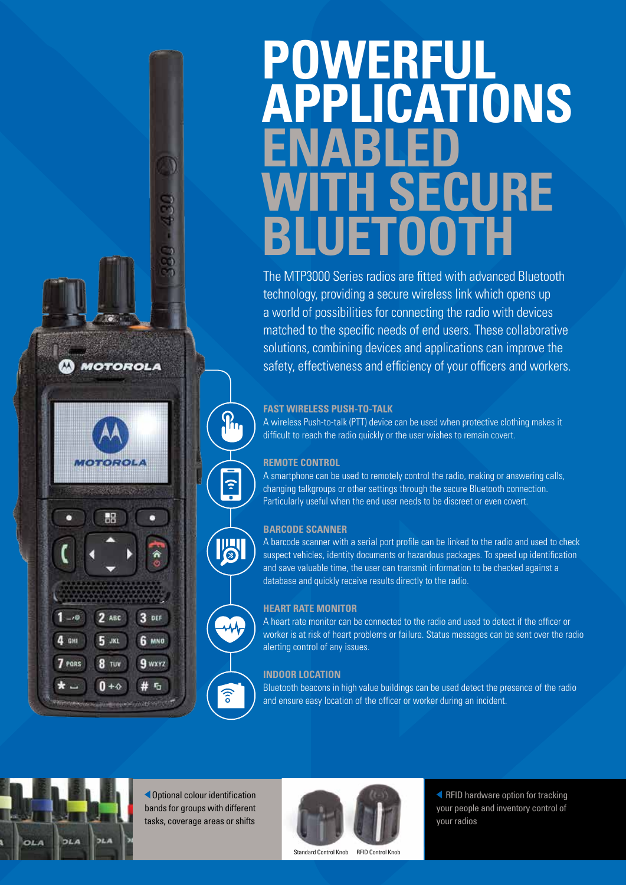# POWERFUL APPLICATIONS ENABLED WITH SECURE BLUETOOTH

The MTP3000 Series radios are fitted with advanced Bluetooth technology, providing a secure wireless link which opens up a world of possibilities for connecting the radio with devices matched to the specific needs of end users. These collaborative solutions, combining devices and applications can improve the safety, effectiveness and efficiency of your officers and workers.

### FAST WIRELESS PUSH-TO-TALK

A wireless Push-to-talk (PTT) device can be used when protective clothing makes it difficult to reach the radio quickly or the user wishes to remain covert.

### REMOTE CONTROL

A smartphone can be used to remotely control the radio, making or answering calls, changing talkgroups or other settings through the secure Bluetooth connection. Particularly useful when the end user needs to be discreet or even covert.

### BARCODE SCANNER

A barcode scanner with a serial port profile can be linked to the radio and used to check suspect vehicles, identity documents or hazardous packages. To speed up identification and save valuable time, the user can transmit information to be checked against a database and quickly receive results directly to the radio.

### HEART RATE MONITOR

A heart rate monitor can be connected to the radio and used to detect if the officer or worker is at risk of heart problems or failure. Status messages can be sent over the radio alerting control of any issues.

### INDOOR LOCATION

Bluetooth beacons in high value buildings can be used detect the presence of the radio and ensure easy location of the officer or worker during an incident.

Optional colour identification bands for groups with different tasks, coverage areas or shifts

Standard Control Knob RFID Control Knob

RFID hardware option for tracking your people and inventory control of your radios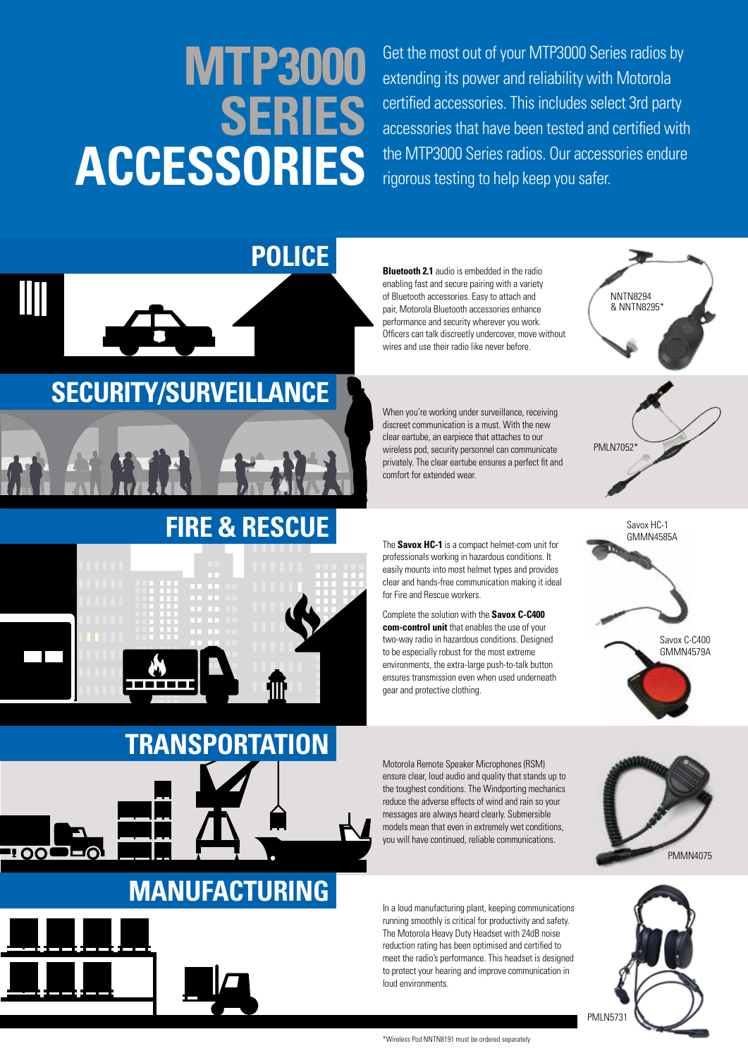# MTP3000 SERIES ACCESSORIES

Get the most out of your MTP3000 Series radios by extending its power and reliability with Motorola certified accessories. This includes select 3rd party accessories that have been tested and certified with the MTP3000 Series radios. Our accessories endure rigorous testing to help keep you safer.

## POLICE

**Bluetooth 2.1** audio is embedded in the radio enabling fast and secure pairing with a variety of Bluetooth accessories. Easy to attach and pair, Motorola Bluetooth accessories enhance performance and security wherever you work. Officers can talk discreetly undercover, move without wires and use their radio like never before.

NNTN8294 & NNTN8295*

## SECURITY/SURVEILLANCE

When you're working under surveillance, receiving discreet communication is a must. With the new clear eartube, an earpiece that attaches to our wireless pod, security personnel can communicate privately. The clear eartube ensures a perfect fit and comfort for extended wear.

PMLN7052*

## FIRE & RESCUE

The **Savox HC-1** is a compact helmet-com unit for professionals working in hazardous conditions. It easily mounts into most helmet types and provides clear and hands-free communication making it ideal for Fire and Rescue workers.

Complete the solution with the **Savox C-C400 com-control unit** that enables the use of your two-way radio in hazardous conditions. Designed to be especially robust for the most extreme environments, the extra-large push-to-talk button ensures transmission even when used underneath gear and protective clothing.

Savox HC-1 GMMN4585A

Savox C-C400 GMMN4579A

## TRANSPORTATION

Motorola Remote Speaker Microphones (RSM) ensure clear, loud audio and quality that stands up to the toughest conditions. The Windporting mechanics reduce the adverse effects of wind and rain so your messages are always heard clearly. Submersible models mean that even in extremely wet conditions, you will have continued, reliable communications.

PMMN4075

## MANUFACTURING

In a loud manufacturing plant, keeping communications running smoothly is critical for productivity and safety. The Motorola Heavy Duty Headset with 24dB noise reduction rating has been optimised and certified to meet the radio's performance. This headset is designed to protect your hearing and improve communication in loud environments.

PMLN5731

*Wireless Pod NNTN8191 must be ordered separately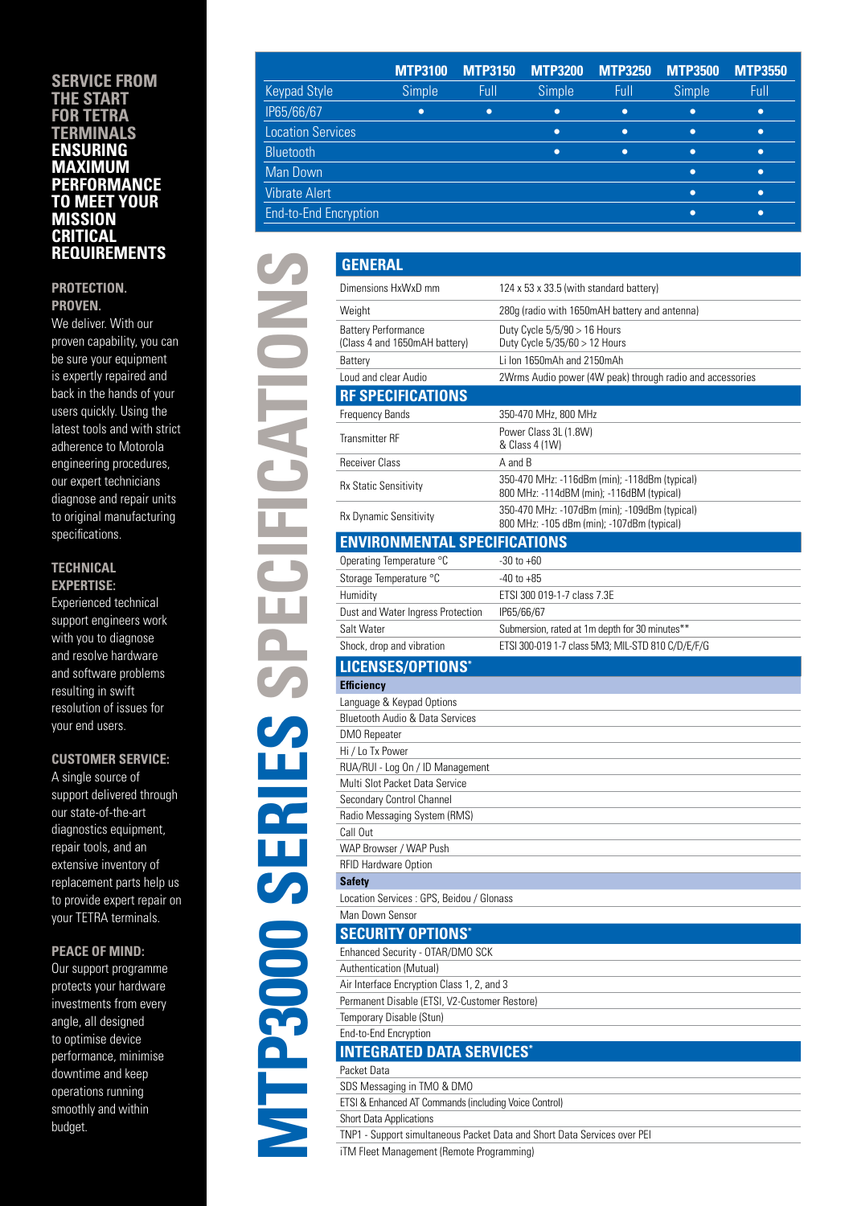## SERVICE FROM THE START FOR TETRA TERMINALS ENSURING MAXIMUM PERFORMANCE TO MEET YOUR MISSION CRITICAL REQUIREMENTS

**PROTECTION. PROVEN.**
We deliver. With our proven capability, you can be sure your equipment is expertly repaired and back in the hands of your users quickly. Using the latest tools and with strict adherence to Motorola engineering procedures, our expert technicians diagnose and repair units to original manufacturing specifications.

**TECHNICAL EXPERTISE:**
Experienced technical support engineers work with you to diagnose and resolve hardware and software problems resulting in swift resolution of issues for your end users.

**CUSTOMER SERVICE:**
A single source of support delivered through our state-of-the-art diagnostics equipment, repair tools, and an extensive inventory of replacement parts help us to provide expert repair on your TETRA terminals.

**PEACE OF MIND:**
Our support programme protects your hardware investments from every angle, all designed to optimise device performance, minimise downtime and keep operations running smoothly and within budget.

# MTP3000 SERIES SPECIFICATIONS

| | MTP3100 | MTP3150 | MTP3200 | MTP3250 | MTP3500 | MTP3550 |
|---|---|---|---|---|---|---|
| Keypad Style | Simple | Full | Simple | Full | Simple | Full |
| IP65/66/67 | • | • | • | • | • | • |
| Location Services | | | • | • | • | • |
| Bluetooth | | | • | • | • | • |
| Man Down | | | | | • | • |
| Vibrate Alert | | | | | • | • |
| End-to-End Encryption | | | | | • | • |

## GENERAL

| | |
|---|---|
| Dimensions HxWxD mm | 124 x 53 x 33.5 (with standard battery) |
| Weight | 280g (radio with 1650mAH battery and antenna) |
| Battery Performance (Class 4 and 1650mAH battery) | Duty Cycle 5/5/90 > 16 Hours<br>Duty Cycle 5/35/60 > 12 Hours |
| Battery | Li Ion 1650mAh and 2150mAh |
| Loud and clear Audio | 2Wrms Audio power (4W peak) through radio and accessories |

## RF SPECIFICATIONS

| | |
|---|---|
| Frequency Bands | 350-470 MHz, 800 MHz |
| Transmitter RF | Power Class 3L (1.8W)<br>& Class 4 (1W) |
| Receiver Class | A and B |
| Rx Static Sensitivity | 350-470 MHz: -116dBm (min); -118dBm (typical)<br>800 MHz: -114dBM (min); -116dBM (typical) |
| Rx Dynamic Sensitivity | 350-470 MHz: -107dBm (min); -109dBm (typical)<br>800 MHz: -105 dBm (min); -107dBm (typical) |

## ENVIRONMENTAL SPECIFICATIONS

| | |
|---|---|
| Operating Temperature °C | -30 to +60 |
| Storage Temperature °C | -40 to +85 |
| Humidity | ETSI 300 019-1-7 class 7.3E |
| Dust and Water Ingress Protection | IP65/66/67 |
| Salt Water | Submersion, rated at 1m depth for 30 minutes** |
| Shock, drop and vibration | ETSI 300-019 1-7 class 5M3; MIL-STD 810 C/D/E/F/G |

## LICENSES/OPTIONS*

**Efficiency**

- Language & Keypad Options
- Bluetooth Audio & Data Services
- DMO Repeater
- Hi / Lo Tx Power
- RUA/RUI - Log On / ID Management
- Multi Slot Packet Data Service
- Secondary Control Channel
- Radio Messaging System (RMS)
- Call Out
- WAP Browser / WAP Push
- RFID Hardware Option

**Safety**

- Location Services : GPS, Beidou / Glonass
- Man Down Sensor

## SECURITY OPTIONS*

- Enhanced Security - OTAR/DMO SCK
- Authentication (Mutual)
- Air Interface Encryption Class 1, 2, and 3
- Permanent Disable (ETSI, V2-Customer Restore)
- Temporary Disable (Stun)
- End-to-End Encryption

## INTEGRATED DATA SERVICES*

- Packet Data
- SDS Messaging in TMO & DMO
- ETSI & Enhanced AT Commands (including Voice Control)
- Short Data Applications
- TNP1 - Support simultaneous Packet Data and Short Data Services over PEI
- iTM Fleet Management (Remote Programming)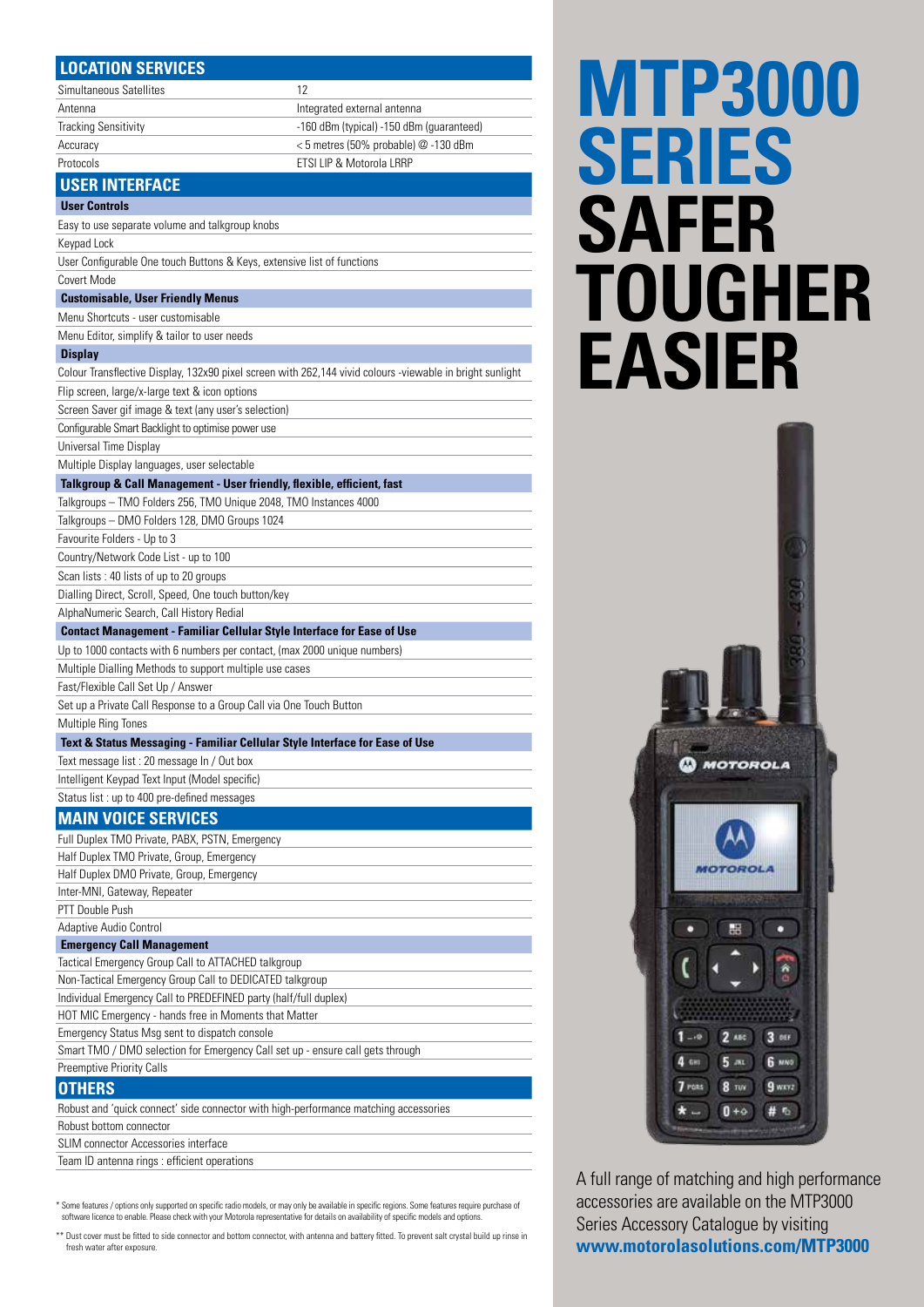## LOCATION SERVICES

| | |
|---|---|
| Simultaneous Satellites | 12 |
| Antenna | Integrated external antenna |
| Tracking Sensitivity | -160 dBm (typical) -150 dBm (guaranteed) |
| Accuracy | < 5 metres (50% probable) @ -130 dBm |
| Protocols | ETSI LIP & Motorola LRRP |

## USER INTERFACE

**User Controls**

Easy to use separate volume and talkgroup knobs

Keypad Lock

User Configurable One touch Buttons & Keys, extensive list of functions

Covert Mode

**Customisable, User Friendly Menus**

Menu Shortcuts - user customisable

Menu Editor, simplify & tailor to user needs

**Display**

Colour Transflective Display, 132x90 pixel screen with 262,144 vivid colours -viewable in bright sunlight

Flip screen, large/x-large text & icon options

Screen Saver gif image & text (any user's selection)

Configurable Smart Backlight to optimise power use

Universal Time Display

Multiple Display languages, user selectable

**Talkgroup & Call Management - User friendly, flexible, efficient, fast**

Talkgroups – TMO Folders 256, TMO Unique 2048, TMO Instances 4000

Talkgroups – DMO Folders 128, DMO Groups 1024

Favourite Folders - Up to 3

Country/Network Code List - up to 100

Scan lists : 40 lists of up to 20 groups

Dialling Direct, Scroll, Speed, One touch button/key

AlphaNumeric Search, Call History Redial

**Contact Management - Familiar Cellular Style Interface for Ease of Use**

Up to 1000 contacts with 6 numbers per contact, (max 2000 unique numbers)

Multiple Dialling Methods to support multiple use cases

Fast/Flexible Call Set Up / Answer

Set up a Private Call Response to a Group Call via One Touch Button

Multiple Ring Tones

**Text & Status Messaging - Familiar Cellular Style Interface for Ease of Use**

Text message list : 20 message In / Out box

Intelligent Keypad Text Input (Model specific)

Status list : up to 400 pre-defined messages

## MAIN VOICE SERVICES

Full Duplex TMO Private, PABX, PSTN, Emergency

Half Duplex TMO Private, Group, Emergency

Half Duplex DMO Private, Group, Emergency

Inter-MNI, Gateway, Repeater

PTT Double Push

Adaptive Audio Control

**Emergency Call Management**

Tactical Emergency Group Call to ATTACHED talkgroup

Non-Tactical Emergency Group Call to DEDICATED talkgroup

Individual Emergency Call to PREDEFINED party (half/full duplex)

HOT MIC Emergency - hands free in Moments that Matter

Emergency Status Msg sent to dispatch console

Smart TMO / DMO selection for Emergency Call set up - ensure call gets through

Preemptive Priority Calls

## OTHERS

Robust and 'quick connect' side connector with high-performance matching accessories

Robust bottom connector

SLIM connector Accessories interface

Team ID antenna rings : efficient operations

\* Some features / options only supported on specific radio models, or may only be available in specific regions. Some features require purchase of software licence to enable. Please check with your Motorola representative for details on availability of specific models and options.

\*\* Dust cover must be fitted to side connector and bottom connector, with antenna and battery fitted. To prevent salt crystal build up rinse in fresh water after exposure.

# MTP3000 SERIES SAFER TOUGHER EASIER

A full range of matching and high performance accessories are available on the MTP3000 Series Accessory Catalogue by visiting **www.motorolasolutions.com/MTP3000**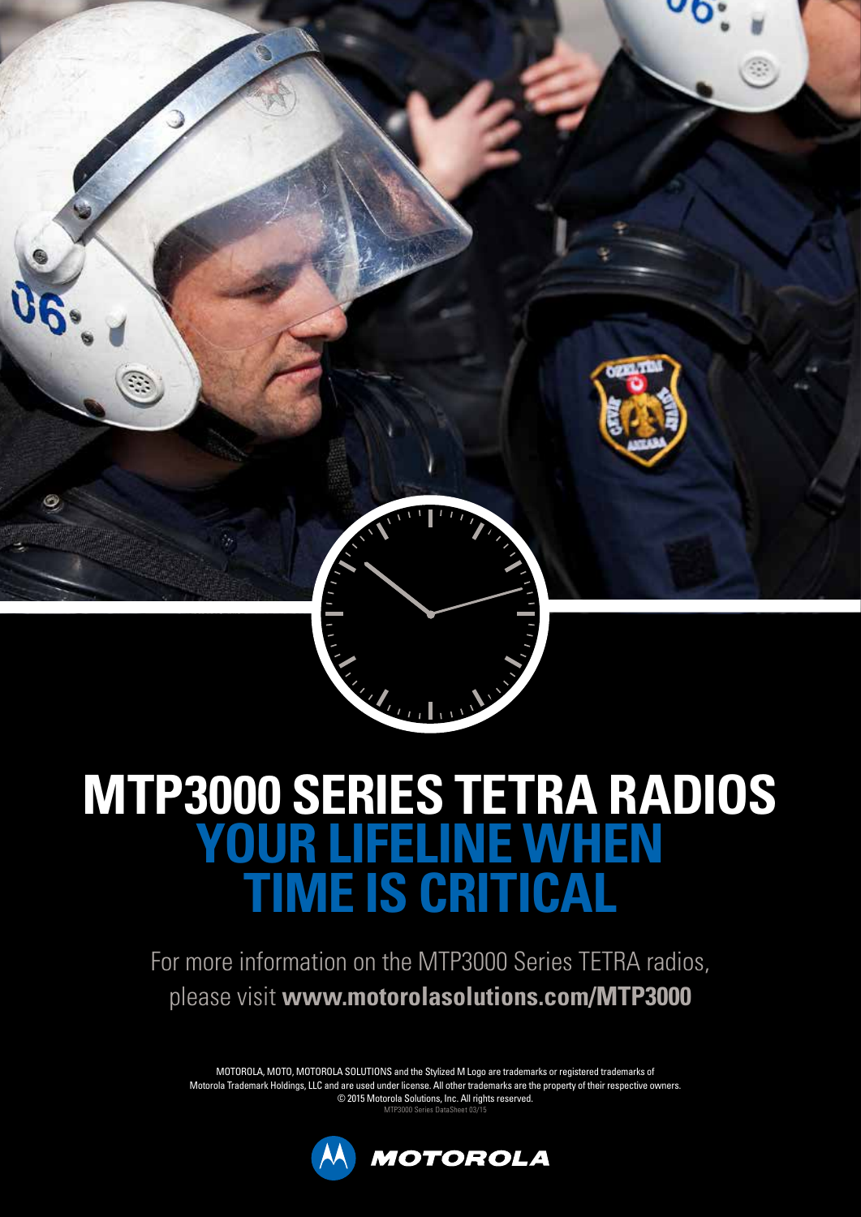# MTP3000 SERIES TETRA RADIOS
## YOUR LIFELINE WHEN TIME IS CRITICAL

For more information on the MTP3000 Series TETRA radios, please visit **www.motorolasolutions.com/MTP3000**

MOTOROLA, MOTO, MOTOROLA SOLUTIONS and the Stylized M Logo are trademarks or registered trademarks of Motorola Trademark Holdings, LLC and are used under license. All other trademarks are the property of their respective owners.
© 2015 Motorola Solutions, Inc. All rights reserved.
MTP3000 Series DataSheet 03/15

MOTOROLA